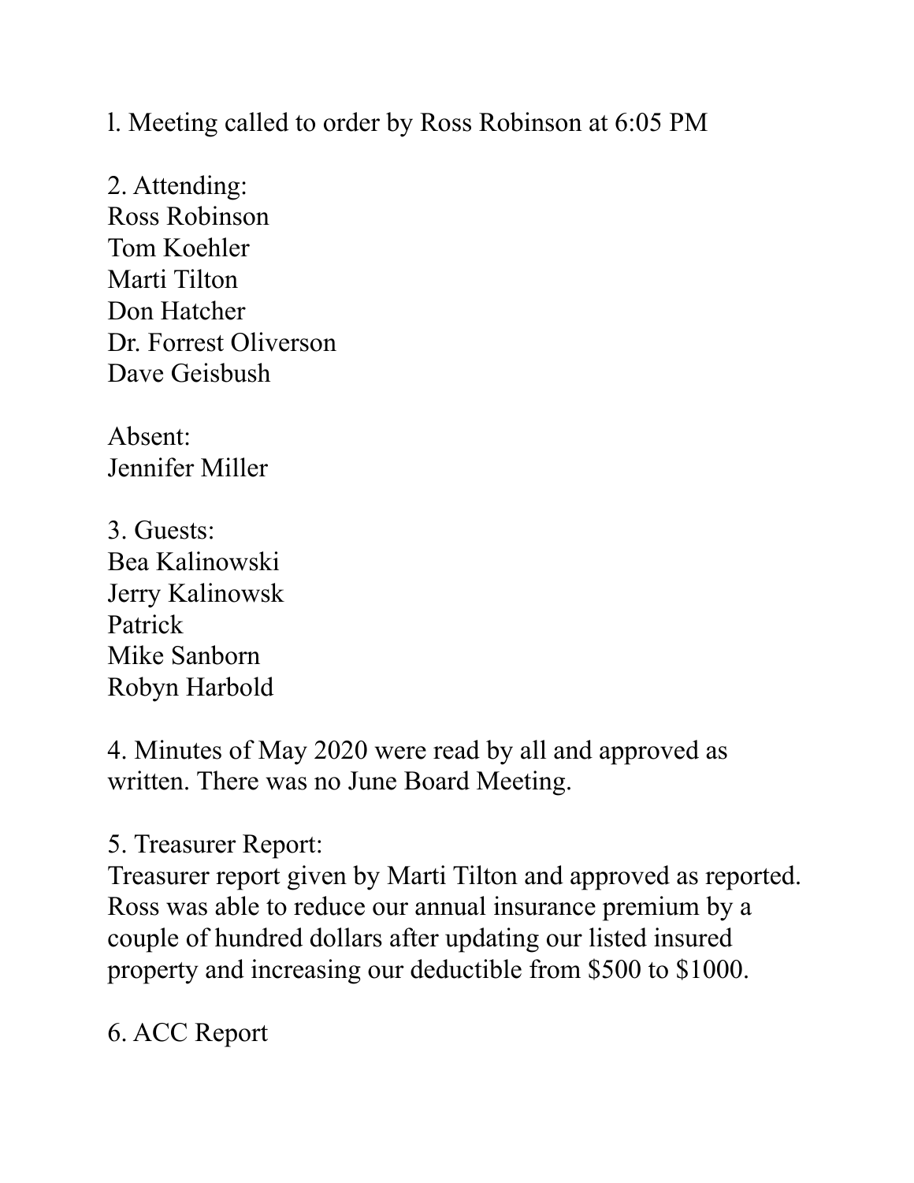l. Meeting called to order by Ross Robinson at 6:05 PM

2. Attending:
Ross Robinson
Tom Koehler
Marti Tilton
Don Hatcher
Dr. Forrest Oliverson
Dave Geisbush

Absent:
Jennifer Miller

3. Guests:
Bea Kalinowski
Jerry Kalinowsk
Patrick
Mike Sanborn
Robyn Harbold

4. Minutes of May 2020 were read by all and approved as written. There was no June Board Meeting.

5. Treasurer Report:
Treasurer report given by Marti Tilton and approved as reported. Ross was able to reduce our annual insurance premium by a couple of hundred dollars after updating our listed insured property and increasing our deductible from $500 to $1000.

6. ACC Report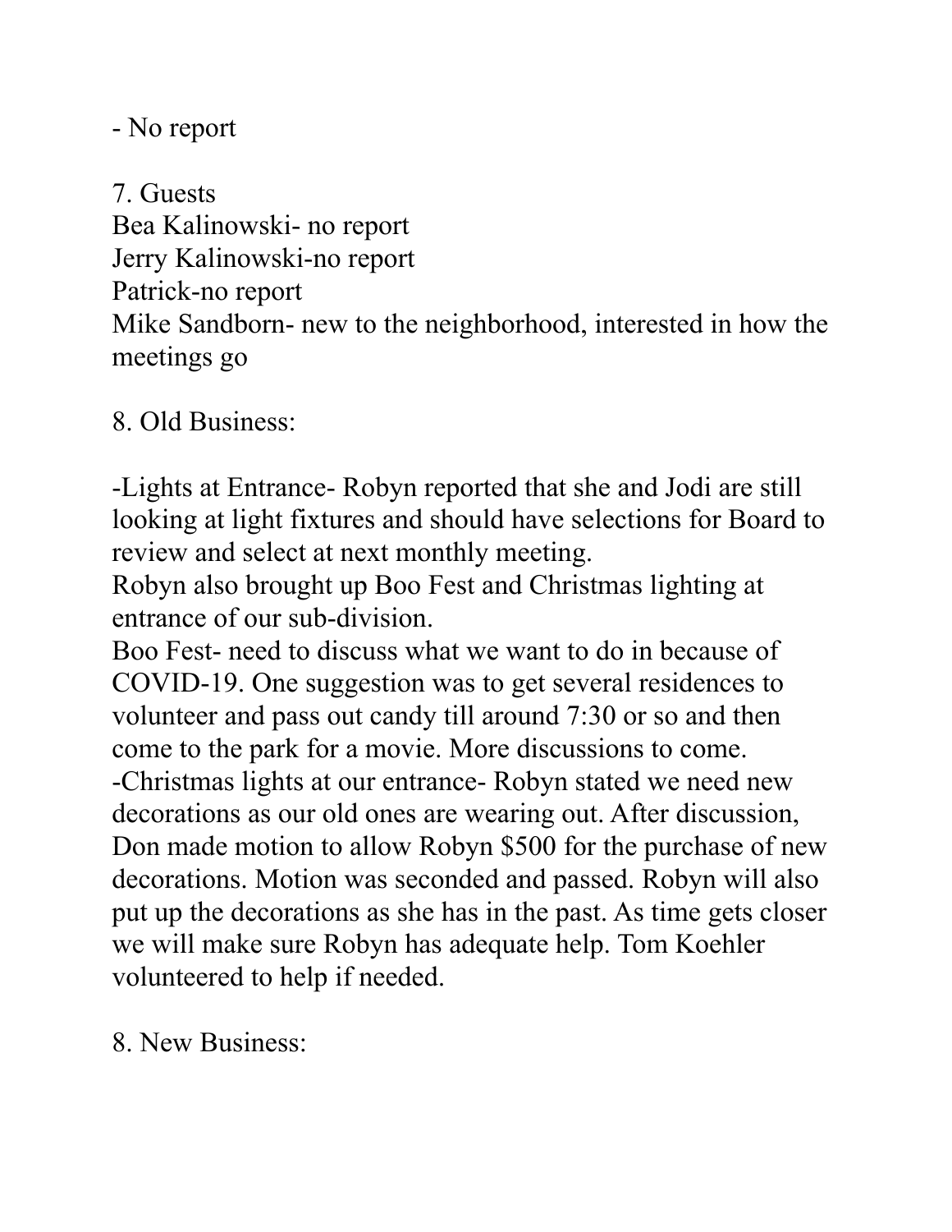- No report

7. Guests

Bea Kalinowski- no report
Jerry Kalinowski-no report
Patrick-no report
Mike Sandborn- new to the neighborhood, interested in how the meetings go

8. Old Business:

-Lights at Entrance- Robyn reported that she and Jodi are still looking at light fixtures and should have selections for Board to review and select at next monthly meeting.
Robyn also brought up Boo Fest and Christmas lighting at entrance of our sub-division.
Boo Fest- need to discuss what we want to do in because of COVID-19. One suggestion was to get several residences to volunteer and pass out candy till around 7:30 or so and then come to the park for a movie. More discussions to come.
-Christmas lights at our entrance- Robyn stated we need new decorations as our old ones are wearing out. After discussion, Don made motion to allow Robyn $500 for the purchase of new decorations. Motion was seconded and passed. Robyn will also put up the decorations as she has in the past. As time gets closer we will make sure Robyn has adequate help. Tom Koehler volunteered to help if needed.

8. New Business: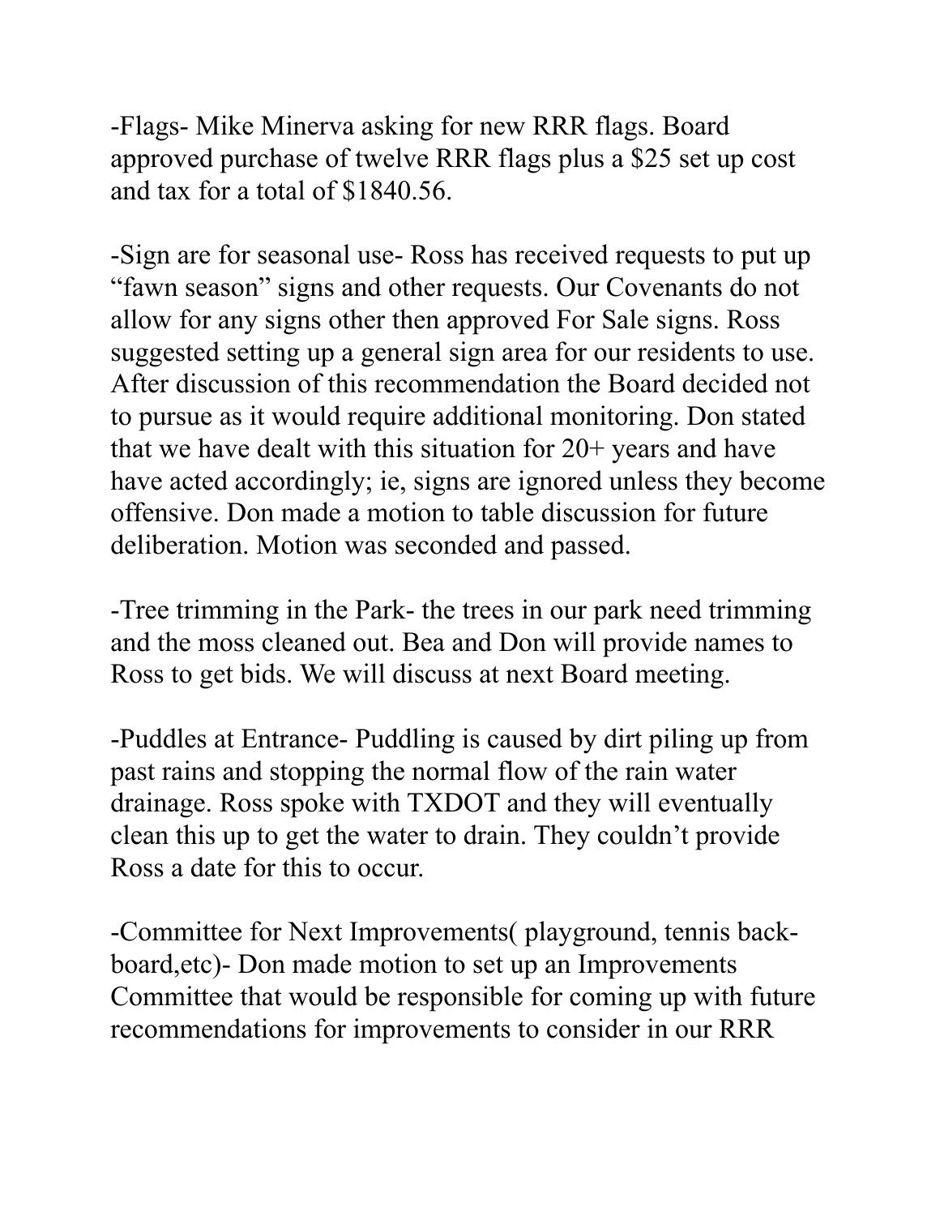-Flags- Mike Minerva asking for new RRR flags. Board approved purchase of twelve RRR flags plus a $25 set up cost and tax for a total of $1840.56.

-Sign are for seasonal use- Ross has received requests to put up "fawn season" signs and other requests. Our Covenants do not allow for any signs other then approved For Sale signs. Ross suggested setting up a general sign area for our residents to use. After discussion of this recommendation the Board decided not to pursue as it would require additional monitoring. Don stated that we have dealt with this situation for 20+ years and have have acted accordingly; ie, signs are ignored unless they become offensive. Don made a motion to table discussion for future deliberation. Motion was seconded and passed.

-Tree trimming in the Park- the trees in our park need trimming and the moss cleaned out. Bea and Don will provide names to Ross to get bids. We will discuss at next Board meeting.

-Puddles at Entrance- Puddling is caused by dirt piling up from past rains and stopping the normal flow of the rain water drainage. Ross spoke with TXDOT and they will eventually clean this up to get the water to drain. They couldn't provide Ross a date for this to occur.

-Committee for Next Improvements( playground, tennis back-board,etc)- Don made motion to set up an Improvements Committee that would be responsible for coming up with future recommendations for improvements to consider in our RRR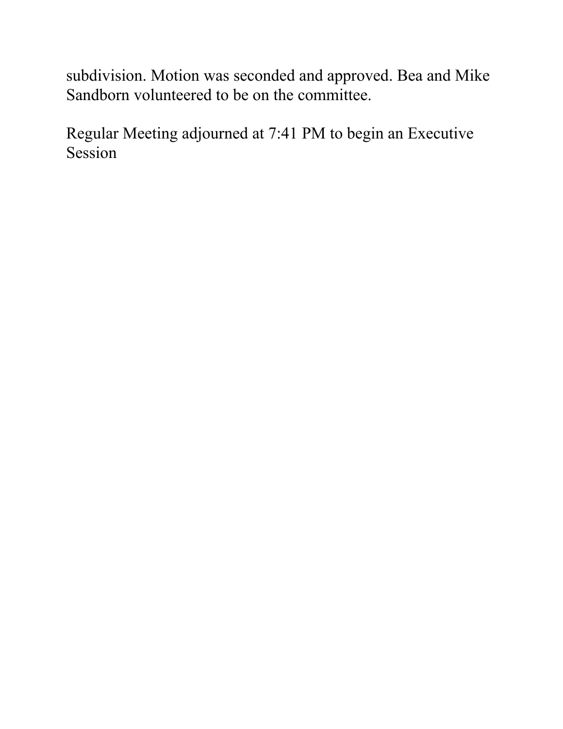subdivision. Motion was seconded and approved. Bea and Mike Sandborn volunteered to be on the committee.

Regular Meeting adjourned at 7:41 PM to begin an Executive Session